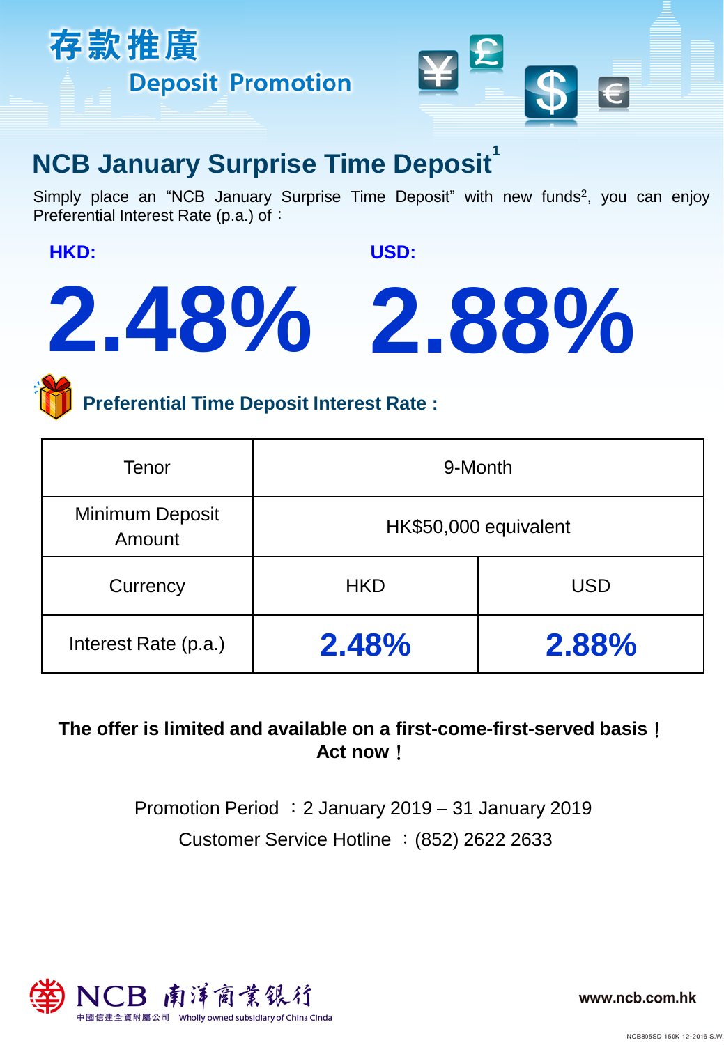# 存款推廣

## Deposit Promotion

## NCB January Surprise Time Deposit[1]

Simply place an "NCB January Surprise Time Deposit" with new funds[2], you can enjoy Preferential Interest Rate (p.a.) of：

**HKD:** **2.48%**

**USD:** **2.88%**

### Preferential Time Deposit Interest Rate :

| Tenor | 9-Month | |
|---|---|---|
| Minimum Deposit Amount | HK$50,000 equivalent | |
| Currency | HKD | USD |
| Interest Rate (p.a.) | **2.48%** | **2.88%** |

**The offer is limited and available on a first-come-first-served basis！**
**Act now！**

Promotion Period ：2 January 2019 – 31 January 2019

Customer Service Hotline ：(852) 2622 2633

NCB 南洋商業銀行
中國信達全資附屬公司 Wholly owned subsidiary of China Cinda

www.ncb.com.hk

NCB805SD 156K 12-2016 S.W.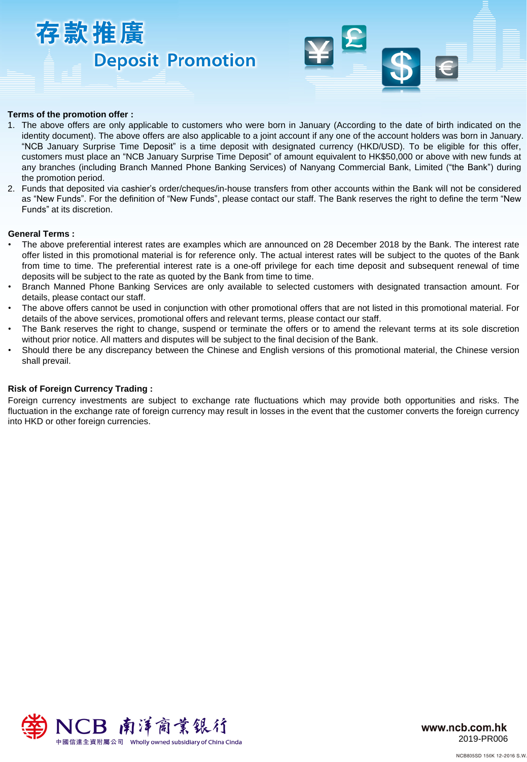# 存款推廣 Deposit Promotion

**Terms of the promotion offer :**

1. The above offers are only applicable to customers who were born in January (According to the date of birth indicated on the identity document). The above offers are also applicable to a joint account if any one of the account holders was born in January. "NCB January Surprise Time Deposit" is a time deposit with designated currency (HKD/USD). To be eligible for this offer, customers must place an "NCB January Surprise Time Deposit" of amount equivalent to HK$50,000 or above with new funds at any branches (including Branch Manned Phone Banking Services) of Nanyang Commercial Bank, Limited ("the Bank") during the promotion period.
2. Funds that deposited via cashier's order/cheques/in-house transfers from other accounts within the Bank will not be considered as "New Funds". For the definition of "New Funds", please contact our staff. The Bank reserves the right to define the term "New Funds" at its discretion.

**General Terms :**

- The above preferential interest rates are examples which are announced on 28 December 2018 by the Bank. The interest rate offer listed in this promotional material is for reference only. The actual interest rates will be subject to the quotes of the Bank from time to time. The preferential interest rate is a one-off privilege for each time deposit and subsequent renewal of time deposits will be subject to the rate as quoted by the Bank from time to time.
- Branch Manned Phone Banking Services are only available to selected customers with designated transaction amount. For details, please contact our staff.
- The above offers cannot be used in conjunction with other promotional offers that are not listed in this promotional material. For details of the above services, promotional offers and relevant terms, please contact our staff.
- The Bank reserves the right to change, suspend or terminate the offers or to amend the relevant terms at its sole discretion without prior notice. All matters and disputes will be subject to the final decision of the Bank.
- Should there be any discrepancy between the Chinese and English versions of this promotional material, the Chinese version shall prevail.

**Risk of Foreign Currency Trading :**

Foreign currency investments are subject to exchange rate fluctuations which may provide both opportunities and risks. The fluctuation in the exchange rate of foreign currency may result in losses in the event that the customer converts the foreign currency into HKD or other foreign currencies.

NCB 南洋商業銀行
中國信達全資附屬公司 Wholly owned subsidiary of China Cinda

www.ncb.com.hk
2019-PR006

NCB805SD 156K 12-2016 S.W.